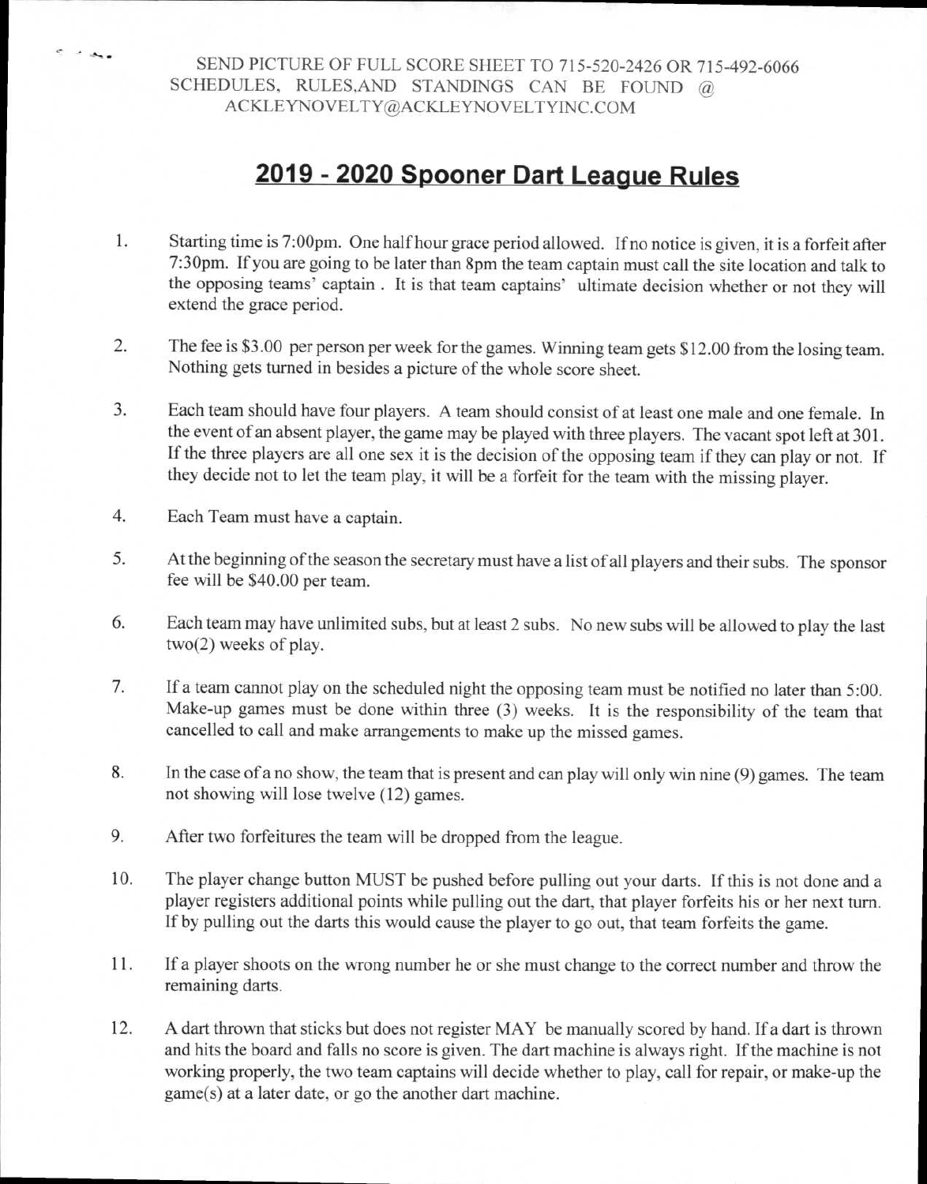SEND PICTURE OF FULL SCORE SHEET TO 715-520-2426 OR 715-492-6066
SCHEDULES, RULES,AND STANDINGS CAN BE FOUND @ ACKLEYNOVELTY@ACKLEYNOVELTYINC.COM

# 2019 - 2020 Spooner Dart League Rules

1. Starting time is 7:00pm. One half hour grace period allowed. If no notice is given, it is a forfeit after 7:30pm. If you are going to be later than 8pm the team captain must call the site location and talk to the opposing teams' captain . It is that team captains' ultimate decision whether or not they will extend the grace period.

2. The fee is $3.00 per person per week for the games. Winning team gets $12.00 from the losing team. Nothing gets turned in besides a picture of the whole score sheet.

3. Each team should have four players. A team should consist of at least one male and one female. In the event of an absent player, the game may be played with three players. The vacant spot left at 301. If the three players are all one sex it is the decision of the opposing team if they can play or not. If they decide not to let the team play, it will be a forfeit for the team with the missing player.

4. Each Team must have a captain.

5. At the beginning of the season the secretary must have a list of all players and their subs. The sponsor fee will be $40.00 per team.

6. Each team may have unlimited subs, but at least 2 subs. No new subs will be allowed to play the last two(2) weeks of play.

7. If a team cannot play on the scheduled night the opposing team must be notified no later than 5:00. Make-up games must be done within three (3) weeks. It is the responsibility of the team that cancelled to call and make arrangements to make up the missed games.

8. In the case of a no show, the team that is present and can play will only win nine (9) games. The team not showing will lose twelve (12) games.

9. After two forfeitures the team will be dropped from the league.

10. The player change button MUST be pushed before pulling out your darts. If this is not done and a player registers additional points while pulling out the dart, that player forfeits his or her next turn. If by pulling out the darts this would cause the player to go out, that team forfeits the game.

11. If a player shoots on the wrong number he or she must change to the correct number and throw the remaining darts.

12. A dart thrown that sticks but does not register MAY be manually scored by hand. If a dart is thrown and hits the board and falls no score is given. The dart machine is always right. If the machine is not working properly, the two team captains will decide whether to play, call for repair, or make-up the game(s) at a later date, or go the another dart machine.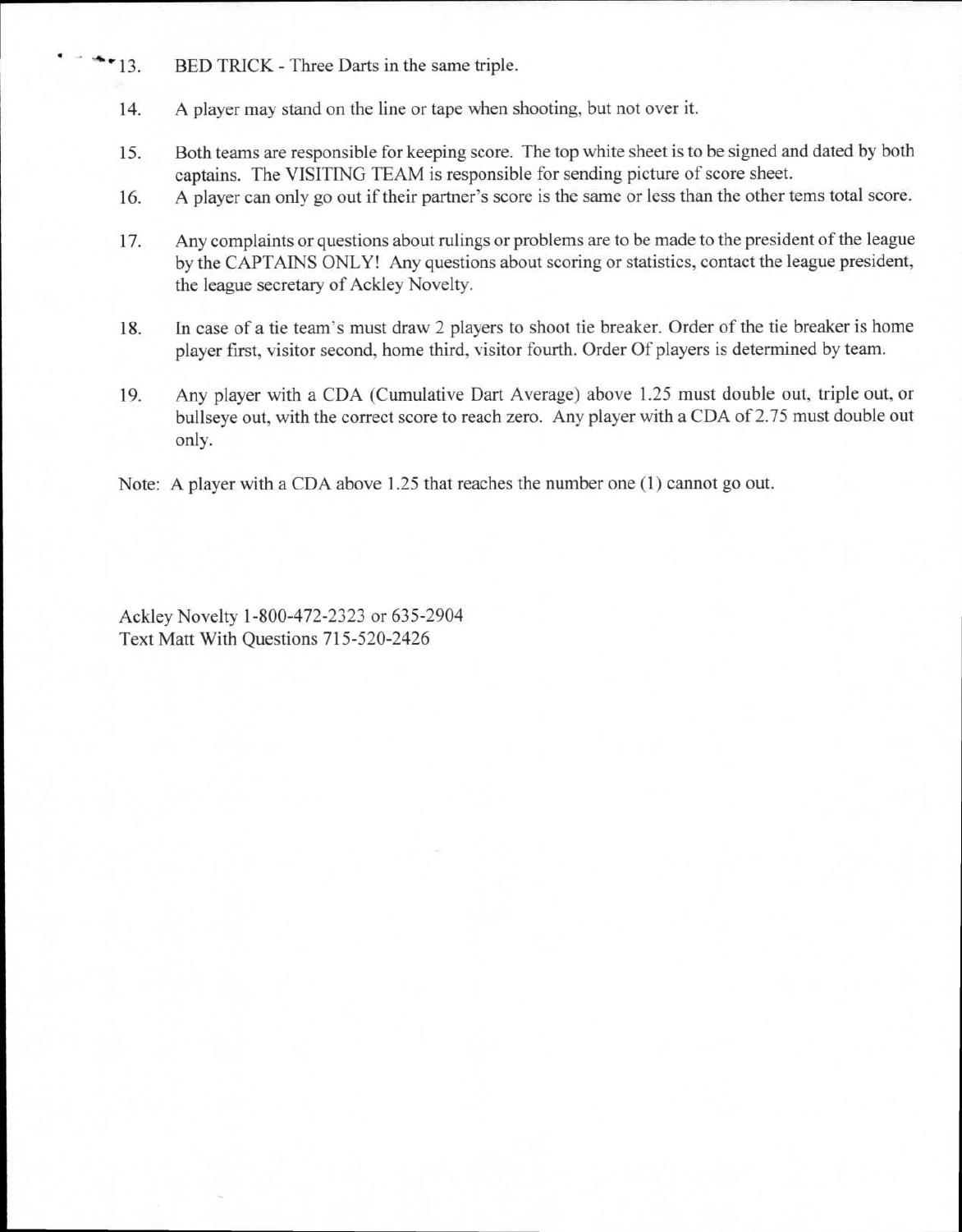13. BED TRICK - Three Darts in the same triple.

14. A player may stand on the line or tape when shooting, but not over it.

15. Both teams are responsible for keeping score. The top white sheet is to be signed and dated by both captains. The VISITING TEAM is responsible for sending picture of score sheet.

16. A player can only go out if their partner's score is the same or less than the other tems total score.

17. Any complaints or questions about rulings or problems are to be made to the president of the league by the CAPTAINS ONLY! Any questions about scoring or statistics, contact the league president, the league secretary of Ackley Novelty.

18. In case of a tie team's must draw 2 players to shoot tie breaker. Order of the tie breaker is home player first, visitor second, home third, visitor fourth. Order Of players is determined by team.

19. Any player with a CDA (Cumulative Dart Average) above 1.25 must double out, triple out, or bullseye out, with the correct score to reach zero. Any player with a CDA of 2.75 must double out only.

Note: A player with a CDA above 1.25 that reaches the number one (1) cannot go out.

Ackley Novelty 1-800-472-2323 or 635-2904
Text Matt With Questions 715-520-2426